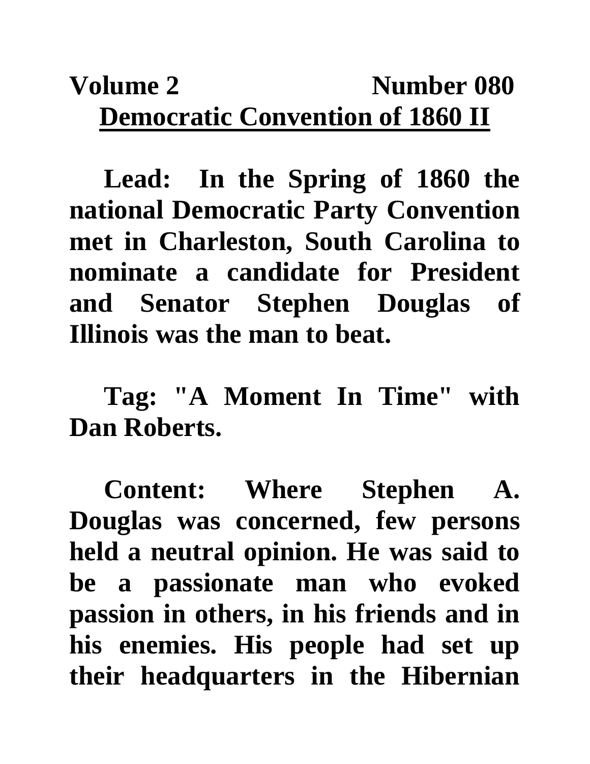**Volume 2 Number 080**

# Democratic Convention of 1860 II

**Lead: In the Spring of 1860 the national Democratic Party Convention met in Charleston, South Carolina to nominate a candidate for President and Senator Stephen Douglas of Illinois was the man to beat.**

**Tag: "A Moment In Time" with Dan Roberts.**

**Content: Where Stephen A. Douglas was concerned, few persons held a neutral opinion. He was said to be a passionate man who evoked passion in others, in his friends and in his enemies. His people had set up their headquarters in the Hibernian**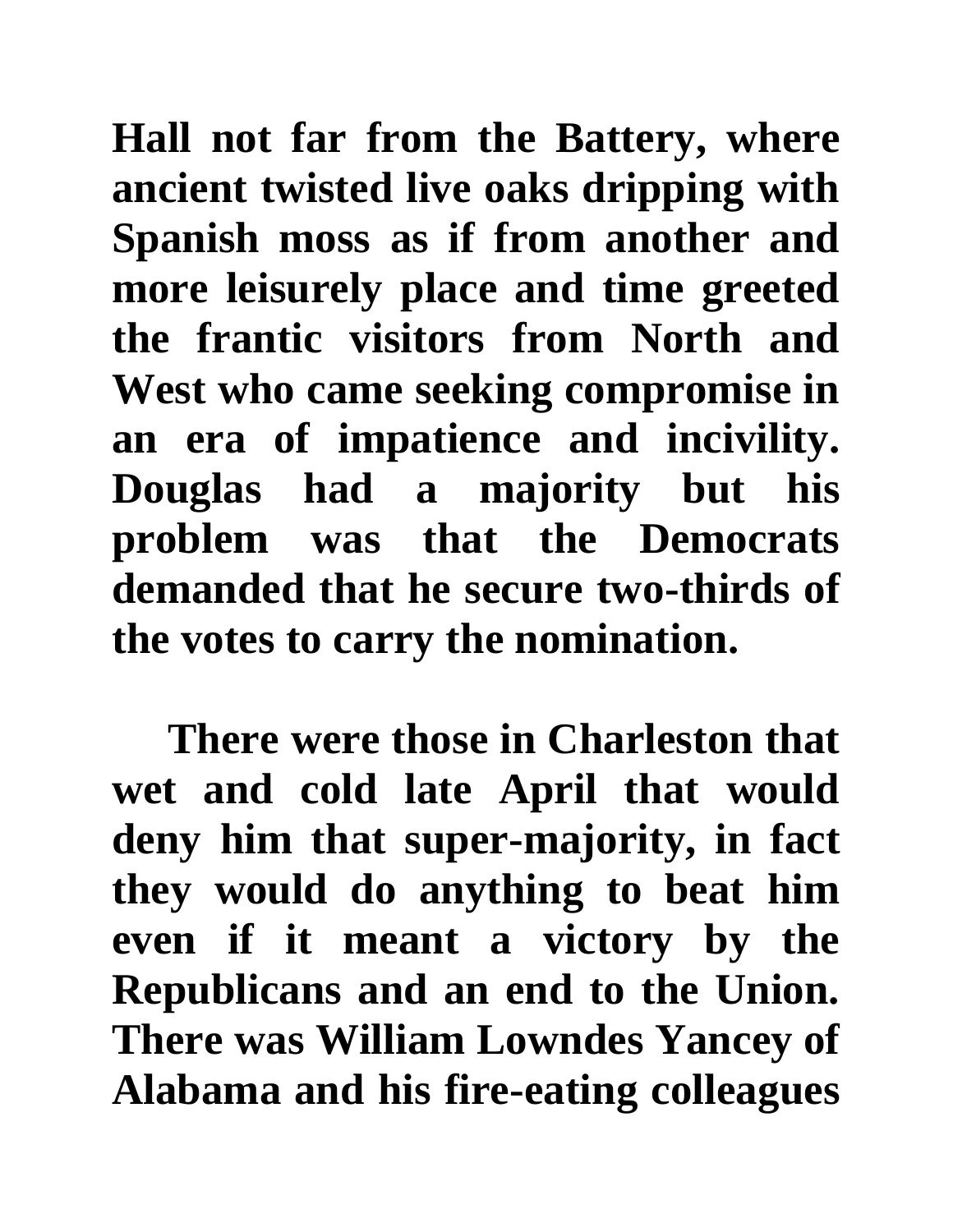Hall not far from the Battery, where ancient twisted live oaks dripping with Spanish moss as if from another and more leisurely place and time greeted the frantic visitors from North and West who came seeking compromise in an era of impatience and incivility. Douglas had a majority but his problem was that the Democrats demanded that he secure two-thirds of the votes to carry the nomination.

There were those in Charleston that wet and cold late April that would deny him that super-majority, in fact they would do anything to beat him even if it meant a victory by the Republicans and an end to the Union. There was William Lowndes Yancey of Alabama and his fire-eating colleagues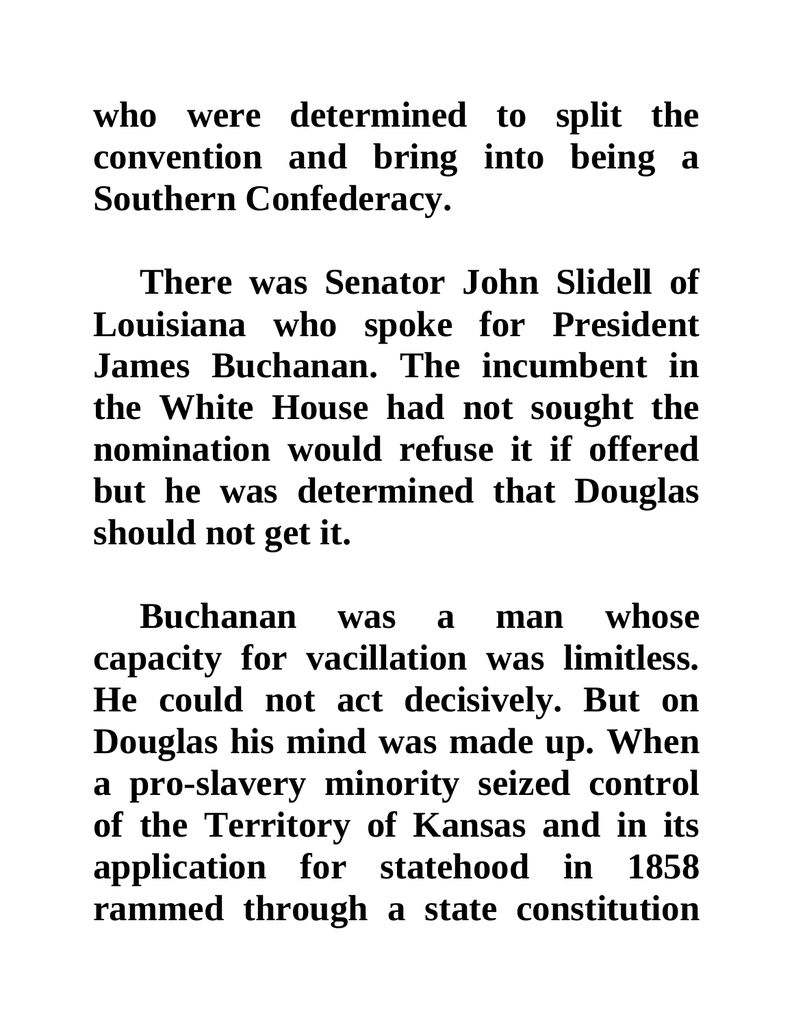who were determined to split the convention and bring into being a Southern Confederacy.

There was Senator John Slidell of Louisiana who spoke for President James Buchanan. The incumbent in the White House had not sought the nomination would refuse it if offered but he was determined that Douglas should not get it.

Buchanan was a man whose capacity for vacillation was limitless. He could not act decisively. But on Douglas his mind was made up. When a pro-slavery minority seized control of the Territory of Kansas and in its application for statehood in 1858 rammed through a state constitution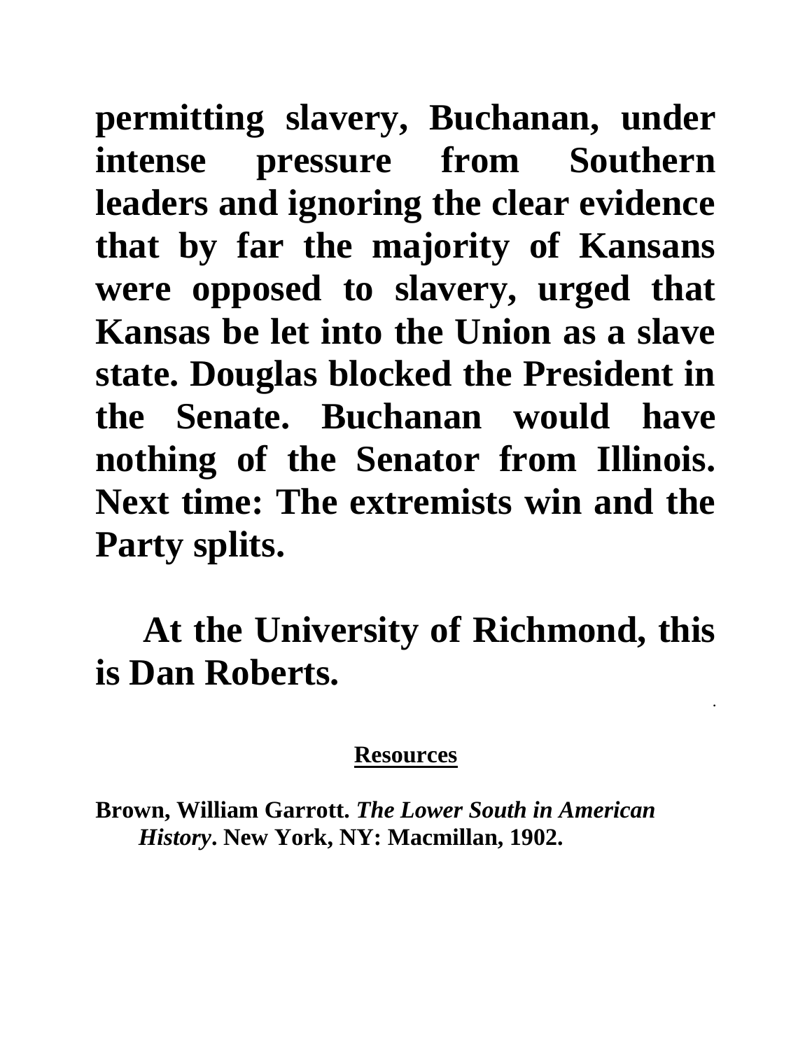**permitting slavery, Buchanan, under intense pressure from Southern leaders and ignoring the clear evidence that by far the majority of Kansans were opposed to slavery, urged that Kansas be let into the Union as a slave state. Douglas blocked the President in the Senate. Buchanan would have nothing of the Senator from Illinois. Next time: The extremists win and the Party splits.**

**At the University of Richmond, this is Dan Roberts.**

**Resources**

**Brown, William Garrott. *The Lower South in American History*. New York, NY: Macmillan, 1902.**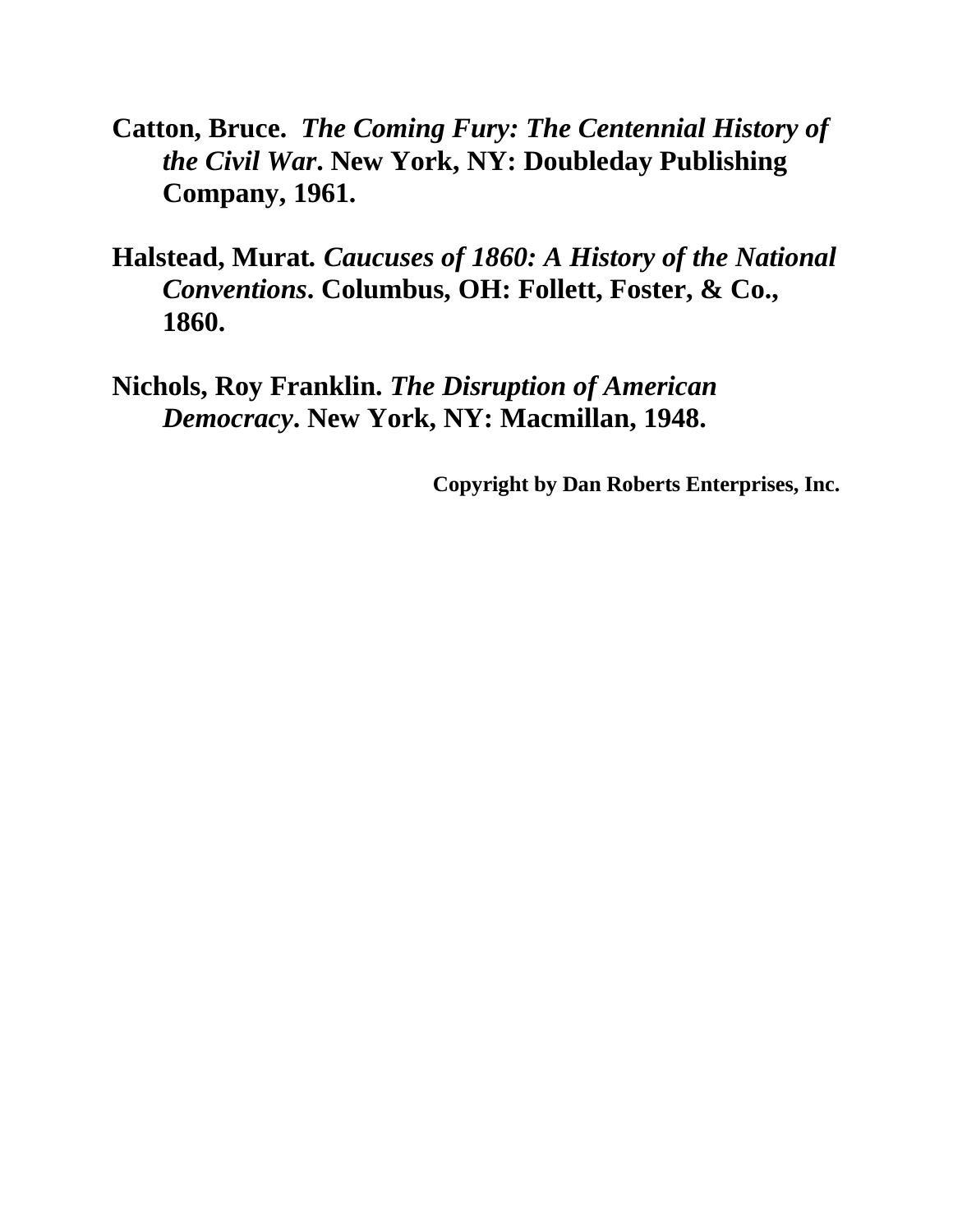**Catton, Bruce.** ***The Coming Fury: The Centennial History of the Civil War*. New York, NY: Doubleday Publishing Company, 1961.**

**Halstead, Murat.** ***Caucuses of 1860: A History of the National Conventions*. Columbus, OH: Follett, Foster, & Co., 1860.**

**Nichols, Roy Franklin.** ***The Disruption of American Democracy*. New York, NY: Macmillan, 1948.**

**Copyright by Dan Roberts Enterprises, Inc.**